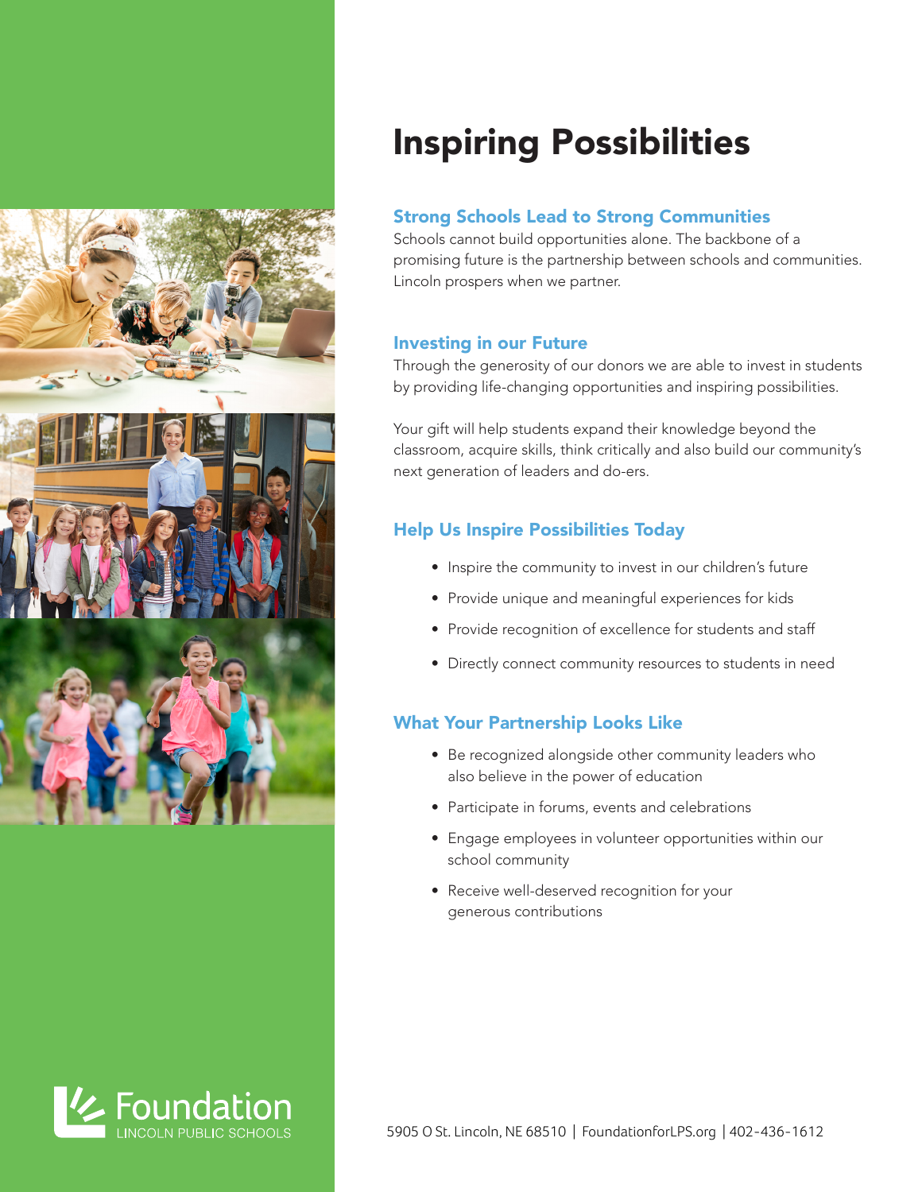# Inspiring Possibilities

## Strong Schools Lead to Strong Communities

Schools cannot build opportunities alone. The backbone of a promising future is the partnership between schools and communities. Lincoln prospers when we partner.

## Investing in our Future

Through the generosity of our donors we are able to invest in students by providing life-changing opportunities and inspiring possibilities.

Your gift will help students expand their knowledge beyond the classroom, acquire skills, think critically and also build our community's next generation of leaders and do-ers.

## Help Us Inspire Possibilities Today

- Inspire the community to invest in our children's future
- Provide unique and meaningful experiences for kids
- Provide recognition of excellence for students and staff
- Directly connect community resources to students in need

## What Your Partnership Looks Like

- Be recognized alongside other community leaders who also believe in the power of education
- Participate in forums, events and celebrations
- Engage employees in volunteer opportunities within our school community
- Receive well-deserved recognition for your generous contributions

Foundation
LINCOLN PUBLIC SCHOOLS

5905 O St. Lincoln, NE 68510 | FoundationforLPS.org | 402-436-1612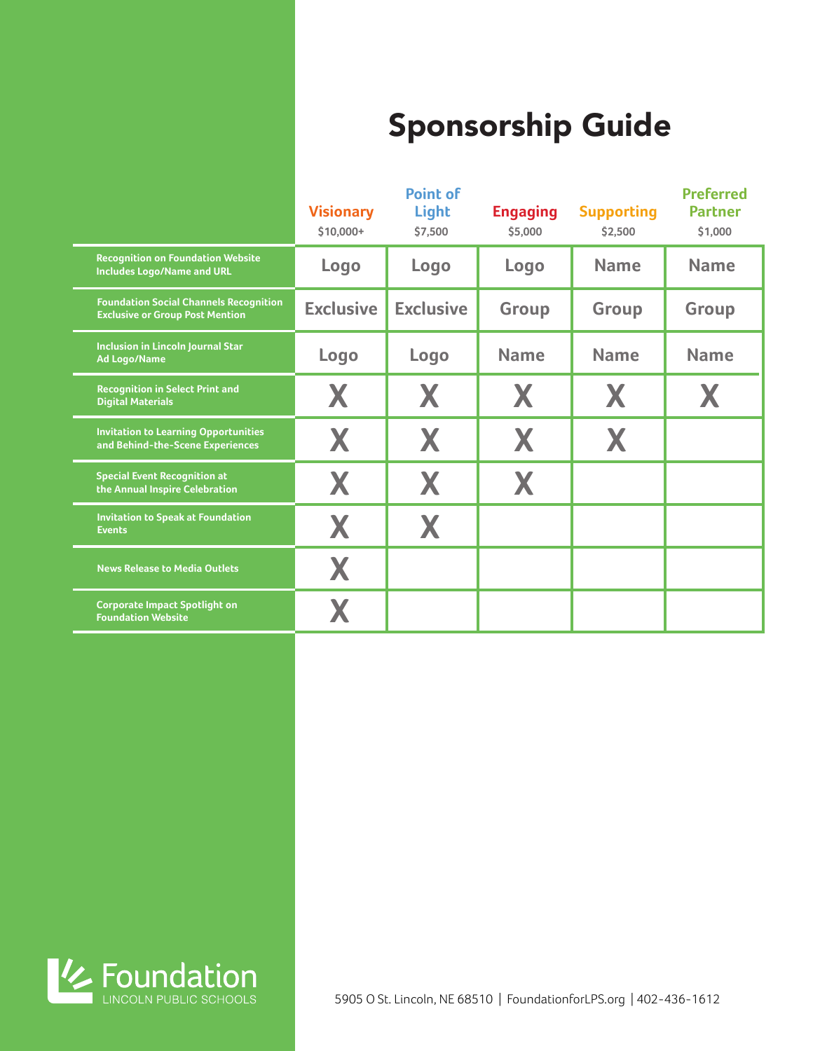# Sponsorship Guide

| | Visionary $10,000+ | Point of Light $7,500 | Engaging $5,000 | Supporting $2,500 | Preferred Partner $1,000 |
|---|---|---|---|---|---|
| **Recognition on Foundation Website Includes Logo/Name and URL** | Logo | Logo | Logo | Name | Name |
| **Foundation Social Channels Recognition Exclusive or Group Post Mention** | Exclusive | Exclusive | Group | Group | Group |
| **Inclusion in Lincoln Journal Star Ad Logo/Name** | Logo | Logo | Name | Name | Name |
| **Recognition in Select Print and Digital Materials** | X | X | X | X | X |
| **Invitation to Learning Opportunities and Behind-the-Scene Experiences** | X | X | X | X | |
| **Special Event Recognition at the Annual Inspire Celebration** | X | X | X | | |
| **Invitation to Speak at Foundation Events** | X | X | | | |
| **News Release to Media Outlets** | X | | | | |
| **Corporate Impact Spotlight on Foundation Website** | X | | | | |

Foundation
LINCOLN PUBLIC SCHOOLS

5905 O St. Lincoln, NE 68510 | FoundationforLPS.org | 402-436-1612